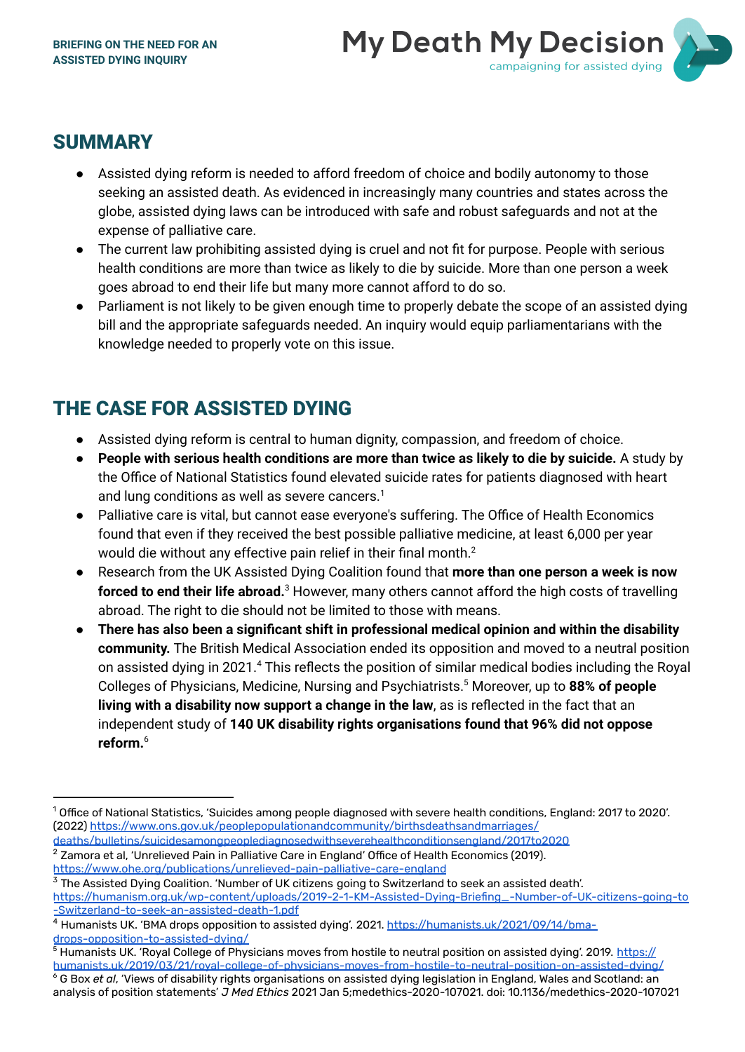**BRIEFING ON THE NEED FOR AN ASSISTED DYING INQUIRY**

**My Death My Decision**
campaigning for assisted dying

## SUMMARY

- Assisted dying reform is needed to afford freedom of choice and bodily autonomy to those seeking an assisted death. As evidenced in increasingly many countries and states across the globe, assisted dying laws can be introduced with safe and robust safeguards and not at the expense of palliative care.
- The current law prohibiting assisted dying is cruel and not fit for purpose. People with serious health conditions are more than twice as likely to die by suicide. More than one person a week goes abroad to end their life but many more cannot afford to do so.
- Parliament is not likely to be given enough time to properly debate the scope of an assisted dying bill and the appropriate safeguards needed. An inquiry would equip parliamentarians with the knowledge needed to properly vote on this issue.

## THE CASE FOR ASSISTED DYING

- Assisted dying reform is central to human dignity, compassion, and freedom of choice.
- **People with serious health conditions are more than twice as likely to die by suicide.** A study by the Office of National Statistics found elevated suicide rates for patients diagnosed with heart and lung conditions as well as severe cancers.[1]
- Palliative care is vital, but cannot ease everyone's suffering. The Office of Health Economics found that even if they received the best possible palliative medicine, at least 6,000 per year would die without any effective pain relief in their final month.[2]
- Research from the UK Assisted Dying Coalition found that **more than one person a week is now forced to end their life abroad.**[3] However, many others cannot afford the high costs of travelling abroad. The right to die should not be limited to those with means.
- **There has also been a significant shift in professional medical opinion and within the disability community.** The British Medical Association ended its opposition and moved to a neutral position on assisted dying in 2021.[4] This reflects the position of similar medical bodies including the Royal Colleges of Physicians, Medicine, Nursing and Psychiatrists.[5] Moreover, up to **88% of people living with a disability now support a change in the law**, as is reflected in the fact that an independent study of **140 UK disability rights organisations found that 96% did not oppose reform.**[6]

---

[1] Office of National Statistics, 'Suicides among people diagnosed with severe health conditions, England: 2017 to 2020'. (2022) https://www.ons.gov.uk/peoplepopulationandcommunity/birthsdeathsandmarriages/deaths/bulletins/suicidesamongpeoplediagnosedwithseverehealthconditionsengland/2017to2020

[2] Zamora et al, 'Unrelieved Pain in Palliative Care in England' Office of Health Economics (2019). https://www.ohe.org/publications/unrelieved-pain-palliative-care-england

[3] The Assisted Dying Coalition. 'Number of UK citizens going to Switzerland to seek an assisted death'. https://humanism.org.uk/wp-content/uploads/2019-2-1-KM-Assisted-Dying-Briefing_-Number-of-UK-citizens-going-to-Switzerland-to-seek-an-assisted-death-1.pdf

[4] Humanists UK. 'BMA drops opposition to assisted dying'. 2021. https://humanists.uk/2021/09/14/bma-drops-opposition-to-assisted-dying/

[5] Humanists UK. 'Royal College of Physicians moves from hostile to neutral position on assisted dying'. 2019. https://humanists.uk/2019/03/21/royal-college-of-physicians-moves-from-hostile-to-neutral-position-on-assisted-dying/

[6] G Box *et al*, 'Views of disability rights organisations on assisted dying legislation in England, Wales and Scotland: an analysis of position statements' *J Med Ethics* 2021 Jan 5;medethics-2020-107021. doi: 10.1136/medethics-2020-107021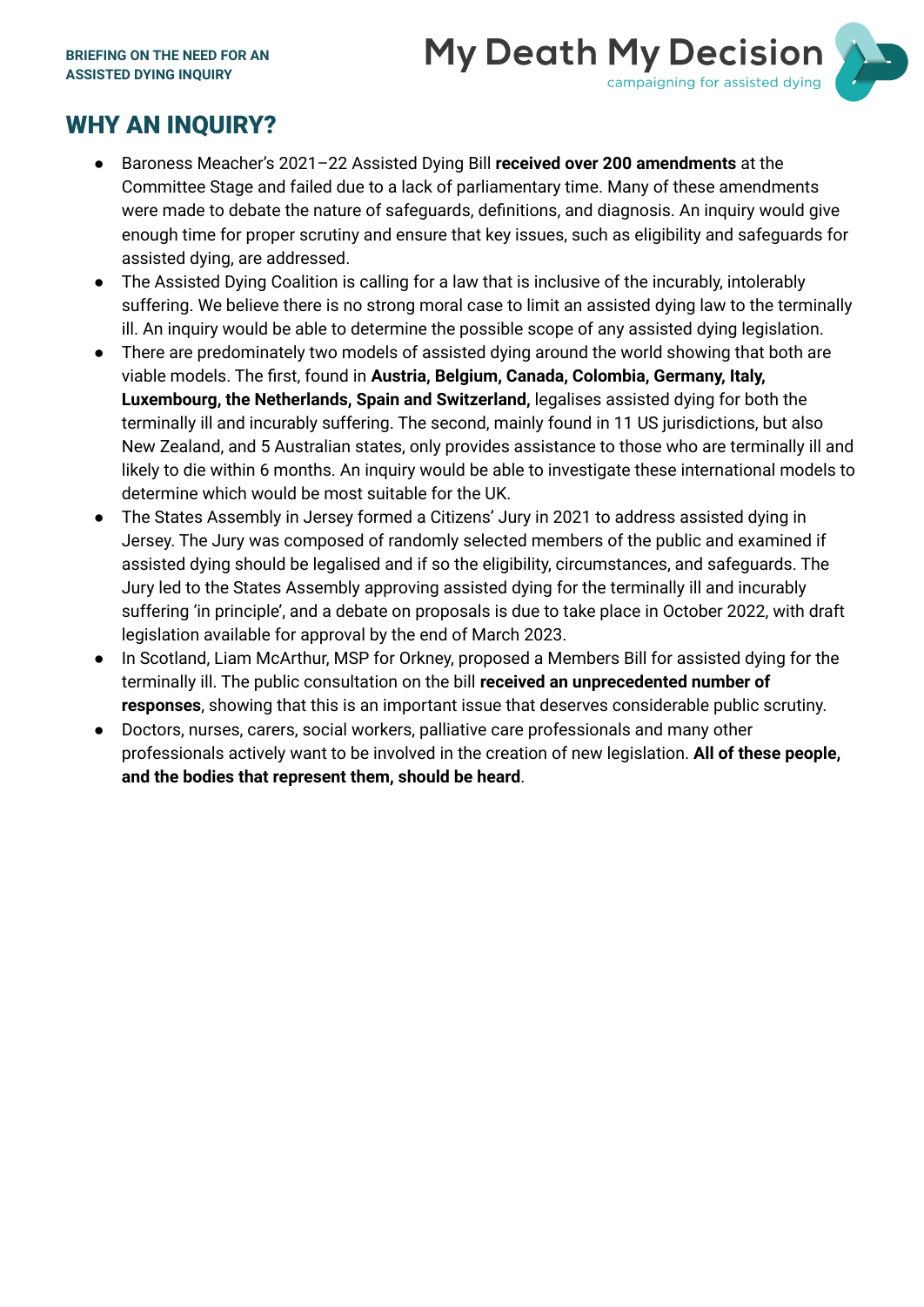## WHY AN INQUIRY?

- Baroness Meacher's 2021–22 Assisted Dying Bill **received over 200 amendments** at the Committee Stage and failed due to a lack of parliamentary time. Many of these amendments were made to debate the nature of safeguards, definitions, and diagnosis. An inquiry would give enough time for proper scrutiny and ensure that key issues, such as eligibility and safeguards for assisted dying, are addressed.
- The Assisted Dying Coalition is calling for a law that is inclusive of the incurably, intolerably suffering. We believe there is no strong moral case to limit an assisted dying law to the terminally ill. An inquiry would be able to determine the possible scope of any assisted dying legislation.
- There are predominately two models of assisted dying around the world showing that both are viable models. The first, found in **Austria, Belgium, Canada, Colombia, Germany, Italy, Luxembourg, the Netherlands, Spain and Switzerland,** legalises assisted dying for both the terminally ill and incurably suffering. The second, mainly found in 11 US jurisdictions, but also New Zealand, and 5 Australian states, only provides assistance to those who are terminally ill and likely to die within 6 months. An inquiry would be able to investigate these international models to determine which would be most suitable for the UK.
- The States Assembly in Jersey formed a Citizens' Jury in 2021 to address assisted dying in Jersey. The Jury was composed of randomly selected members of the public and examined if assisted dying should be legalised and if so the eligibility, circumstances, and safeguards. The Jury led to the States Assembly approving assisted dying for the terminally ill and incurably suffering 'in principle', and a debate on proposals is due to take place in October 2022, with draft legislation available for approval by the end of March 2023.
- In Scotland, Liam McArthur, MSP for Orkney, proposed a Members Bill for assisted dying for the terminally ill. The public consultation on the bill **received an unprecedented number of responses**, showing that this is an important issue that deserves considerable public scrutiny.
- Doctors, nurses, carers, social workers, palliative care professionals and many other professionals actively want to be involved in the creation of new legislation. **All of these people, and the bodies that represent them, should be heard**.